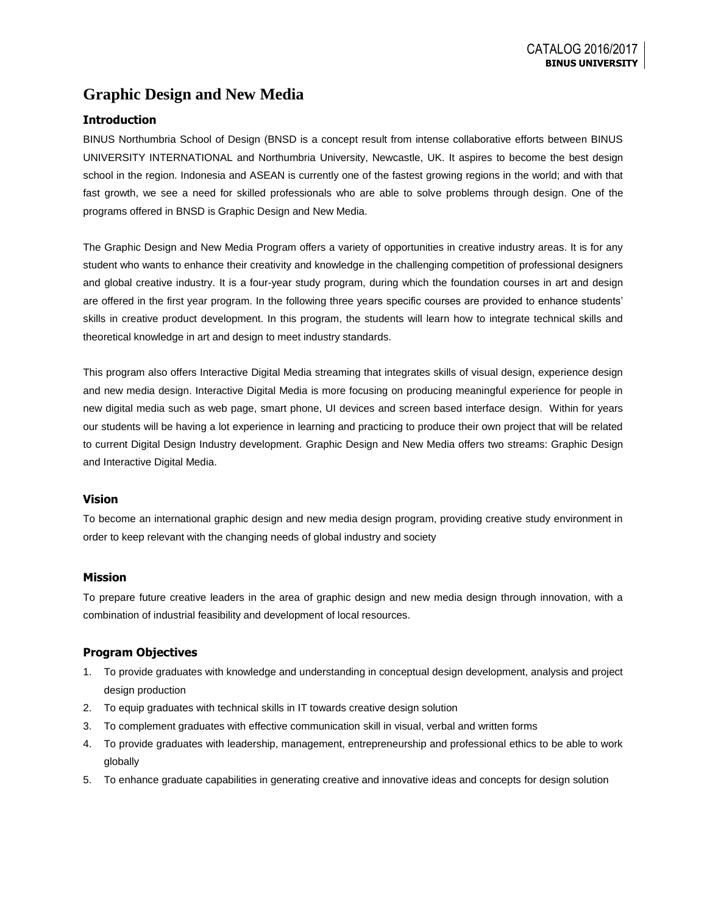# Graphic Design and New Media

## Introduction

BINUS Northumbria School of Design (BNSD is a concept result from intense collaborative efforts between BINUS UNIVERSITY INTERNATIONAL and Northumbria University, Newcastle, UK. It aspires to become the best design school in the region. Indonesia and ASEAN is currently one of the fastest growing regions in the world; and with that fast growth, we see a need for skilled professionals who are able to solve problems through design. One of the programs offered in BNSD is Graphic Design and New Media.

The Graphic Design and New Media Program offers a variety of opportunities in creative industry areas. It is for any student who wants to enhance their creativity and knowledge in the challenging competition of professional designers and global creative industry. It is a four-year study program, during which the foundation courses in art and design are offered in the first year program. In the following three years specific courses are provided to enhance students' skills in creative product development. In this program, the students will learn how to integrate technical skills and theoretical knowledge in art and design to meet industry standards.

This program also offers Interactive Digital Media streaming that integrates skills of visual design, experience design and new media design. Interactive Digital Media is more focusing on producing meaningful experience for people in new digital media such as web page, smart phone, UI devices and screen based interface design. Within for years our students will be having a lot experience in learning and practicing to produce their own project that will be related to current Digital Design Industry development. Graphic Design and New Media offers two streams: Graphic Design and Interactive Digital Media.

## Vision

To become an international graphic design and new media design program, providing creative study environment in order to keep relevant with the changing needs of global industry and society

## Mission

To prepare future creative leaders in the area of graphic design and new media design through innovation, with a combination of industrial feasibility and development of local resources.

## Program Objectives

1. To provide graduates with knowledge and understanding in conceptual design development, analysis and project design production
2. To equip graduates with technical skills in IT towards creative design solution
3. To complement graduates with effective communication skill in visual, verbal and written forms
4. To provide graduates with leadership, management, entrepreneurship and professional ethics to be able to work globally
5. To enhance graduate capabilities in generating creative and innovative ideas and concepts for design solution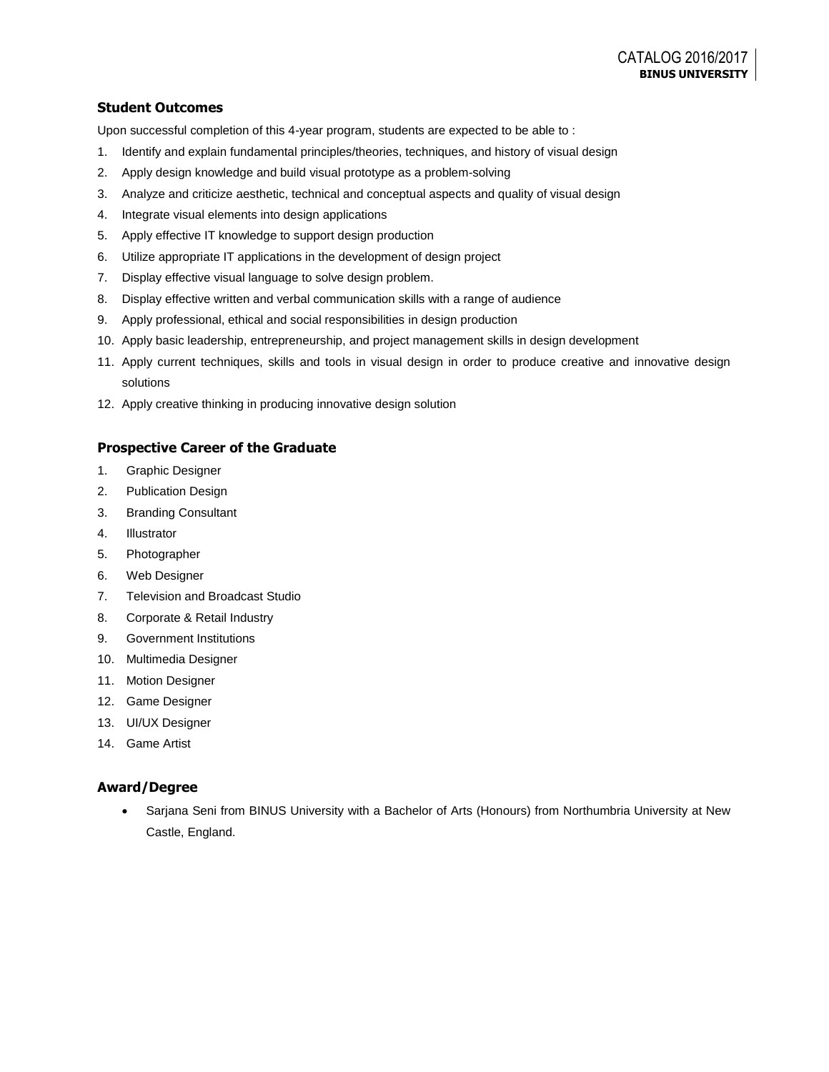## Student Outcomes

Upon successful completion of this 4-year program, students are expected to be able to :

1. Identify and explain fundamental principles/theories, techniques, and history of visual design
2. Apply design knowledge and build visual prototype as a problem-solving
3. Analyze and criticize aesthetic, technical and conceptual aspects and quality of visual design
4. Integrate visual elements into design applications
5. Apply effective IT knowledge to support design production
6. Utilize appropriate IT applications in the development of design project
7. Display effective visual language to solve design problem.
8. Display effective written and verbal communication skills with a range of audience
9. Apply professional, ethical and social responsibilities in design production
10. Apply basic leadership, entrepreneurship, and project management skills in design development
11. Apply current techniques, skills and tools in visual design in order to produce creative and innovative design solutions
12. Apply creative thinking in producing innovative design solution

## Prospective Career of the Graduate

1. Graphic Designer
2. Publication Design
3. Branding Consultant
4. Illustrator
5. Photographer
6. Web Designer
7. Television and Broadcast Studio
8. Corporate & Retail Industry
9. Government Institutions
10. Multimedia Designer
11. Motion Designer
12. Game Designer
13. UI/UX Designer
14. Game Artist

## Award/Degree

- Sarjana Seni from BINUS University with a Bachelor of Arts (Honours) from Northumbria University at New Castle, England.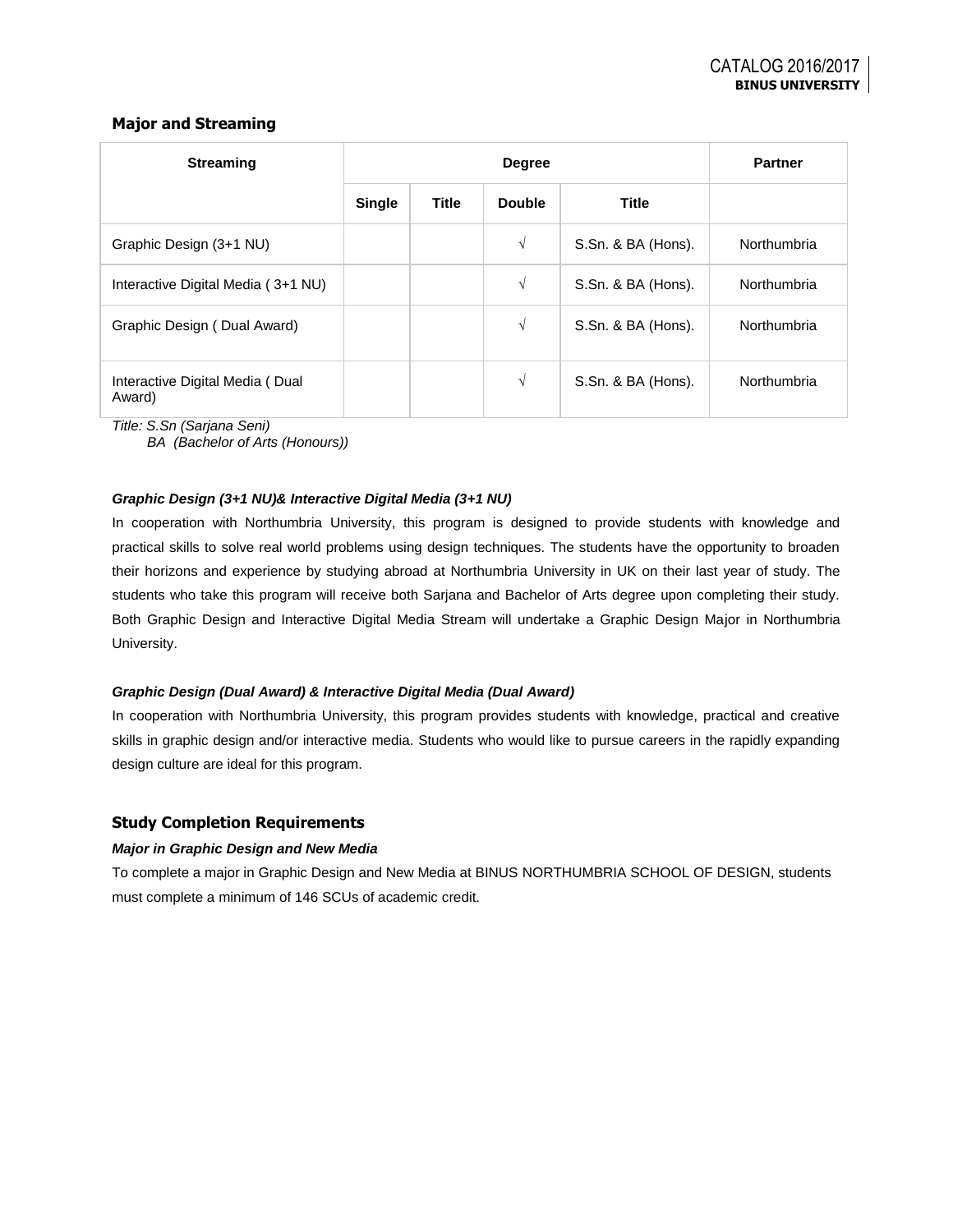## Major and Streaming

| Streaming | Degree | | | | Partner |
|---|---|---|---|---|---|
| | Single | Title | Double | Title | |
| Graphic Design (3+1 NU) | | | √ | S.Sn. & BA (Hons). | Northumbria |
| Interactive Digital Media ( 3+1 NU) | | | √ | S.Sn. & BA (Hons). | Northumbria |
| Graphic Design ( Dual Award) | | | √ | S.Sn. & BA (Hons). | Northumbria |
| Interactive Digital Media ( Dual Award) | | | √ | S.Sn. & BA (Hons). | Northumbria |

*Title: S.Sn (Sarjana Seni)*
*BA (Bachelor of Arts (Honours))*

***Graphic Design (3+1 NU)& Interactive Digital Media (3+1 NU)***

In cooperation with Northumbria University, this program is designed to provide students with knowledge and practical skills to solve real world problems using design techniques. The students have the opportunity to broaden their horizons and experience by studying abroad at Northumbria University in UK on their last year of study. The students who take this program will receive both Sarjana and Bachelor of Arts degree upon completing their study. Both Graphic Design and Interactive Digital Media Stream will undertake a Graphic Design Major in Northumbria University.

***Graphic Design (Dual Award) & Interactive Digital Media (Dual Award)***

In cooperation with Northumbria University, this program provides students with knowledge, practical and creative skills in graphic design and/or interactive media. Students who would like to pursue careers in the rapidly expanding design culture are ideal for this program.

## Study Completion Requirements

***Major in Graphic Design and New Media***

To complete a major in Graphic Design and New Media at BINUS NORTHUMBRIA SCHOOL OF DESIGN, students must complete a minimum of 146 SCUs of academic credit.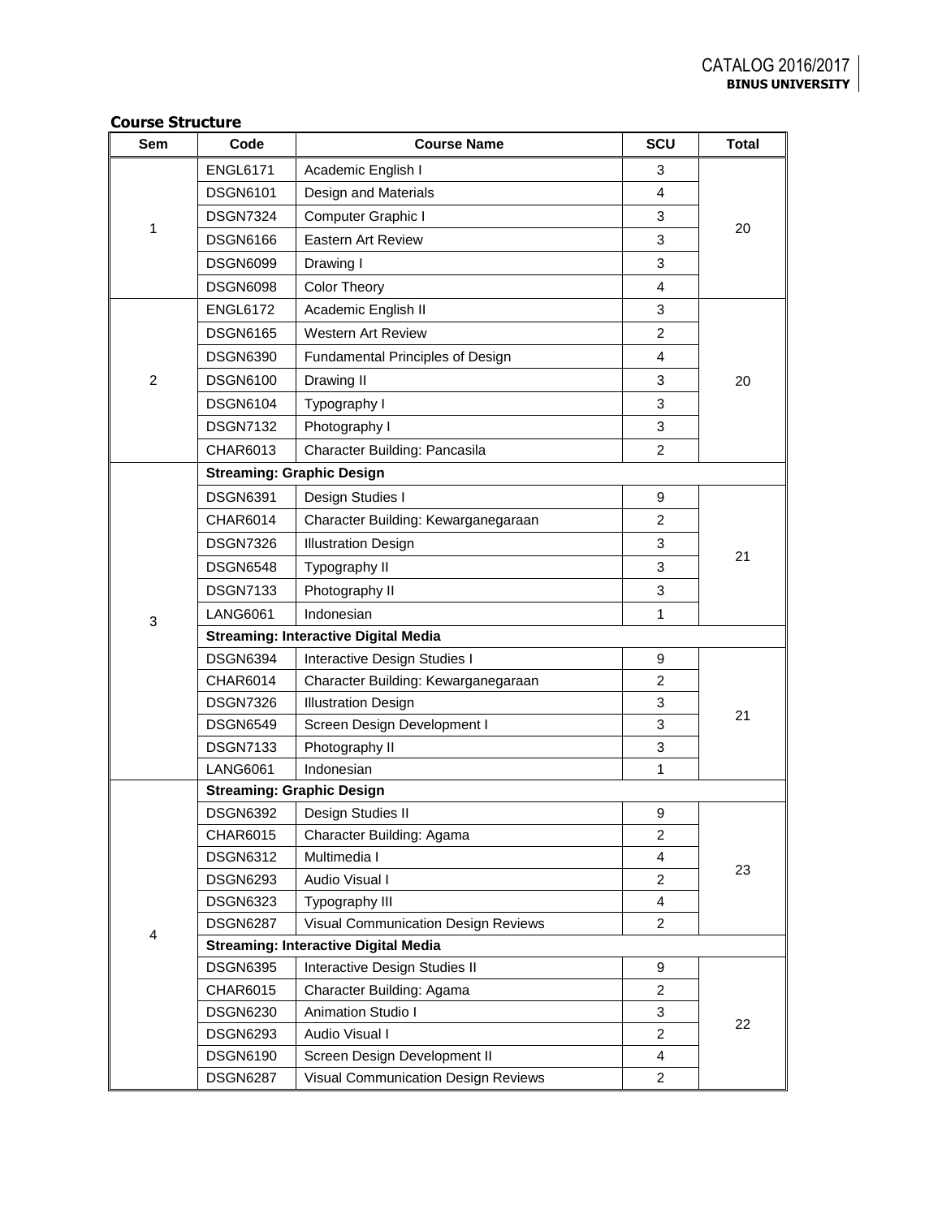**Course Structure**

| Sem | Code | Course Name | SCU | Total |
|---|---|---|---|---|
| 1 | ENGL6171 | Academic English I | 3 | 20 |
| | DSGN6101 | Design and Materials | 4 | |
| | DSGN7324 | Computer Graphic I | 3 | |
| | DSGN6166 | Eastern Art Review | 3 | |
| | DSGN6099 | Drawing I | 3 | |
| | DSGN6098 | Color Theory | 4 | |
| 2 | ENGL6172 | Academic English II | 3 | 20 |
| | DSGN6165 | Western Art Review | 2 | |
| | DSGN6390 | Fundamental Principles of Design | 4 | |
| | DSGN6100 | Drawing II | 3 | |
| | DSGN6104 | Typography I | 3 | |
| | DSGN7132 | Photography I | 3 | |
| | CHAR6013 | Character Building: Pancasila | 2 | |
| 3 | **Streaming: Graphic Design** | | | |
| | DSGN6391 | Design Studies I | 9 | 21 |
| | CHAR6014 | Character Building: Kewarganegaraan | 2 | |
| | DSGN7326 | Illustration Design | 3 | |
| | DSGN6548 | Typography II | 3 | |
| | DSGN7133 | Photography II | 3 | |
| | LANG6061 | Indonesian | 1 | |
| | **Streaming: Interactive Digital Media** | | | |
| | DSGN6394 | Interactive Design Studies I | 9 | 21 |
| | CHAR6014 | Character Building: Kewarganegaraan | 2 | |
| | DSGN7326 | Illustration Design | 3 | |
| | DSGN6549 | Screen Design Development I | 3 | |
| | DSGN7133 | Photography II | 3 | |
| | LANG6061 | Indonesian | 1 | |
| 4 | **Streaming: Graphic Design** | | | |
| | DSGN6392 | Design Studies II | 9 | 23 |
| | CHAR6015 | Character Building: Agama | 2 | |
| | DSGN6312 | Multimedia I | 4 | |
| | DSGN6293 | Audio Visual I | 2 | |
| | DSGN6323 | Typography III | 4 | |
| | DSGN6287 | Visual Communication Design Reviews | 2 | |
| | **Streaming: Interactive Digital Media** | | | |
| | DSGN6395 | Interactive Design Studies II | 9 | 22 |
| | CHAR6015 | Character Building: Agama | 2 | |
| | DSGN6230 | Animation Studio I | 3 | |
| | DSGN6293 | Audio Visual I | 2 | |
| | DSGN6190 | Screen Design Development II | 4 | |
| | DSGN6287 | Visual Communication Design Reviews | 2 | |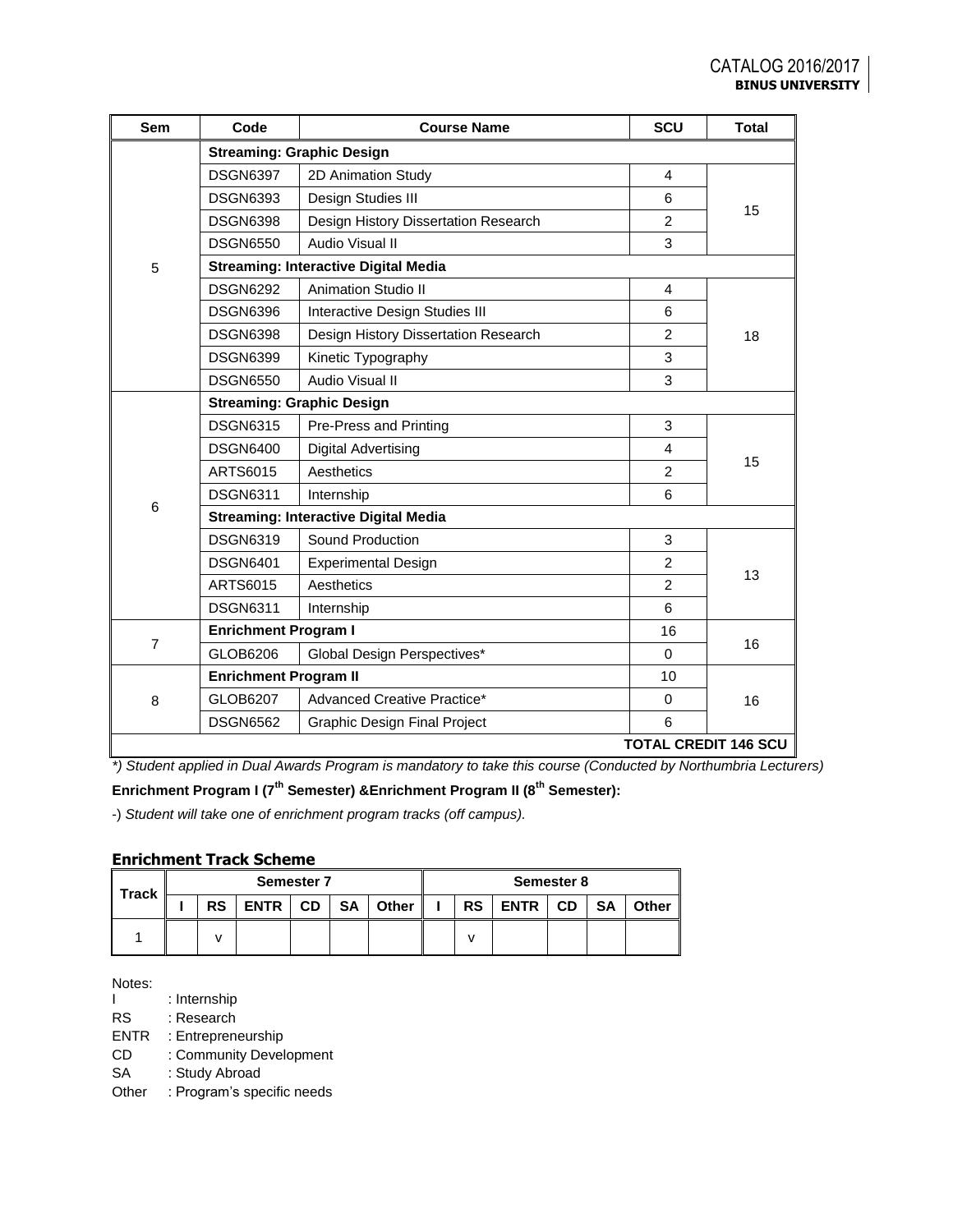| Sem | Code | Course Name | SCU | Total |
|---|---|---|---|---|
| 5 | **Streaming: Graphic Design** | | | |
| | DSGN6397 | 2D Animation Study | 4 | 15 |
| | DSGN6393 | Design Studies III | 6 | |
| | DSGN6398 | Design History Dissertation Research | 2 | |
| | DSGN6550 | Audio Visual II | 3 | |
| | **Streaming: Interactive Digital Media** | | | |
| | DSGN6292 | Animation Studio II | 4 | 18 |
| | DSGN6396 | Interactive Design Studies III | 6 | |
| | DSGN6398 | Design History Dissertation Research | 2 | |
| | DSGN6399 | Kinetic Typography | 3 | |
| | DSGN6550 | Audio Visual II | 3 | |
| 6 | **Streaming: Graphic Design** | | | |
| | DSGN6315 | Pre-Press and Printing | 3 | 15 |
| | DSGN6400 | Digital Advertising | 4 | |
| | ARTS6015 | Aesthetics | 2 | |
| | DSGN6311 | Internship | 6 | |
| | **Streaming: Interactive Digital Media** | | | |
| | DSGN6319 | Sound Production | 3 | 13 |
| | DSGN6401 | Experimental Design | 2 | |
| | ARTS6015 | Aesthetics | 2 | |
| | DSGN6311 | Internship | 6 | |
| 7 | **Enrichment Program I** | | 16 | 16 |
| | GLOB6206 | Global Design Perspectives* | 0 | |
| 8 | **Enrichment Program II** | | 10 | 16 |
| | GLOB6207 | Advanced Creative Practice* | 0 | |
| | DSGN6562 | Graphic Design Final Project | 6 | |
| **TOTAL CREDIT 146 SCU** | | | | |

*) Student applied in Dual Awards Program is mandatory to take this course (Conducted by Northumbria Lecturers)*

**Enrichment Program I (7th Semester) &Enrichment Program II (8th Semester):**

-) *Student will take one of enrichment program tracks (off campus).*

### Enrichment Track Scheme

| Track | Semester 7 | | | | | | Semester 8 | | | | | |
|---|---|---|---|---|---|---|---|---|---|---|---|---|
| | I | RS | ENTR | CD | SA | Other | I | RS | ENTR | CD | SA | Other |
| 1 | | v | | | | | | v | | | | |

Notes:

I : Internship
RS : Research
ENTR : Entrepreneurship
CD : Community Development
SA : Study Abroad
Other : Program's specific needs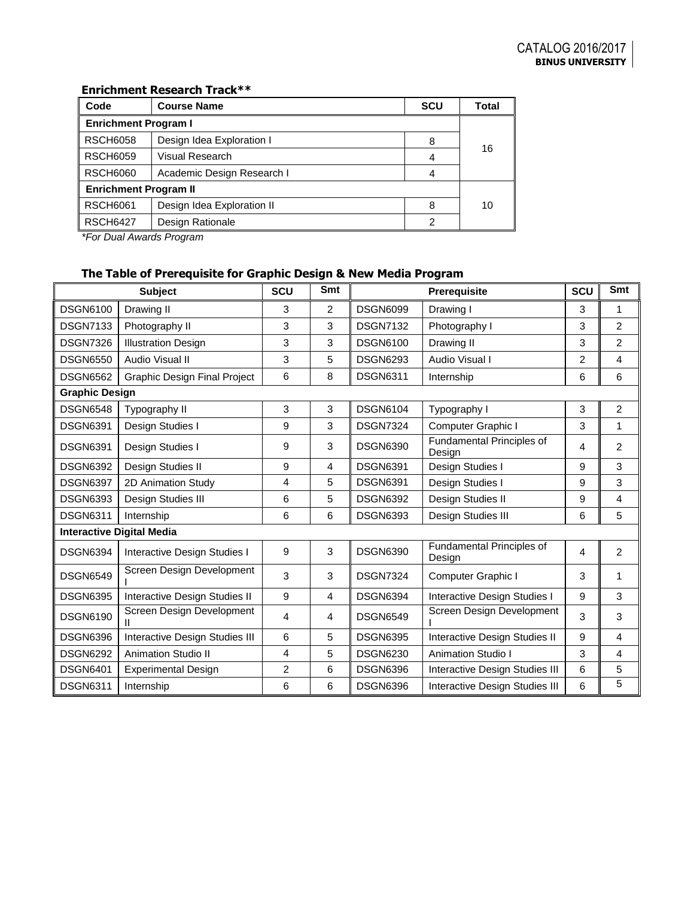### Enrichment Research Track**

| Code | Course Name | SCU | Total |
|---|---|---|---|
| **Enrichment Program I** | | | |
| RSCH6058 | Design Idea Exploration I | 8 | 16 |
| RSCH6059 | Visual Research | 4 | |
| RSCH6060 | Academic Design Research I | 4 | |
| **Enrichment Program II** | | | |
| RSCH6061 | Design Idea Exploration II | 8 | 10 |
| RSCH6427 | Design Rationale | 2 | |

*For Dual Awards Program

### The Table of Prerequisite for Graphic Design & New Media Program

| Subject | | SCU | Smt | Prerequisite | | SCU | Smt |
|---|---|---|---|---|---|---|---|
| DSGN6100 | Drawing II | 3 | 2 | DSGN6099 | Drawing I | 3 | 1 |
| DSGN7133 | Photography II | 3 | 3 | DSGN7132 | Photography I | 3 | 2 |
| DSGN7326 | Illustration Design | 3 | 3 | DSGN6100 | Drawing II | 3 | 2 |
| DSGN6550 | Audio Visual II | 3 | 5 | DSGN6293 | Audio Visual I | 2 | 4 |
| DSGN6562 | Graphic Design Final Project | 6 | 8 | DSGN6311 | Internship | 6 | 6 |
| **Graphic Design** | | | | | | | |
| DSGN6548 | Typography II | 3 | 3 | DSGN6104 | Typography I | 3 | 2 |
| DSGN6391 | Design Studies I | 9 | 3 | DSGN7324 | Computer Graphic I | 3 | 1 |
| DSGN6391 | Design Studies I | 9 | 3 | DSGN6390 | Fundamental Principles of Design | 4 | 2 |
| DSGN6392 | Design Studies II | 9 | 4 | DSGN6391 | Design Studies I | 9 | 3 |
| DSGN6397 | 2D Animation Study | 4 | 5 | DSGN6391 | Design Studies I | 9 | 3 |
| DSGN6393 | Design Studies III | 6 | 5 | DSGN6392 | Design Studies II | 9 | 4 |
| DSGN6311 | Internship | 6 | 6 | DSGN6393 | Design Studies III | 6 | 5 |
| **Interactive Digital Media** | | | | | | | |
| DSGN6394 | Interactive Design Studies I | 9 | 3 | DSGN6390 | Fundamental Principles of Design | 4 | 2 |
| DSGN6549 | Screen Design Development I | 3 | 3 | DSGN7324 | Computer Graphic I | 3 | 1 |
| DSGN6395 | Interactive Design Studies II | 9 | 4 | DSGN6394 | Interactive Design Studies I | 9 | 3 |
| DSGN6190 | Screen Design Development II | 4 | 4 | DSGN6549 | Screen Design Development I | 3 | 3 |
| DSGN6396 | Interactive Design Studies III | 6 | 5 | DSGN6395 | Interactive Design Studies II | 9 | 4 |
| DSGN6292 | Animation Studio II | 4 | 5 | DSGN6230 | Animation Studio I | 3 | 4 |
| DSGN6401 | Experimental Design | 2 | 6 | DSGN6396 | Interactive Design Studies III | 6 | 5 |
| DSGN6311 | Internship | 6 | 6 | DSGN6396 | Interactive Design Studies III | 6 | 5 |